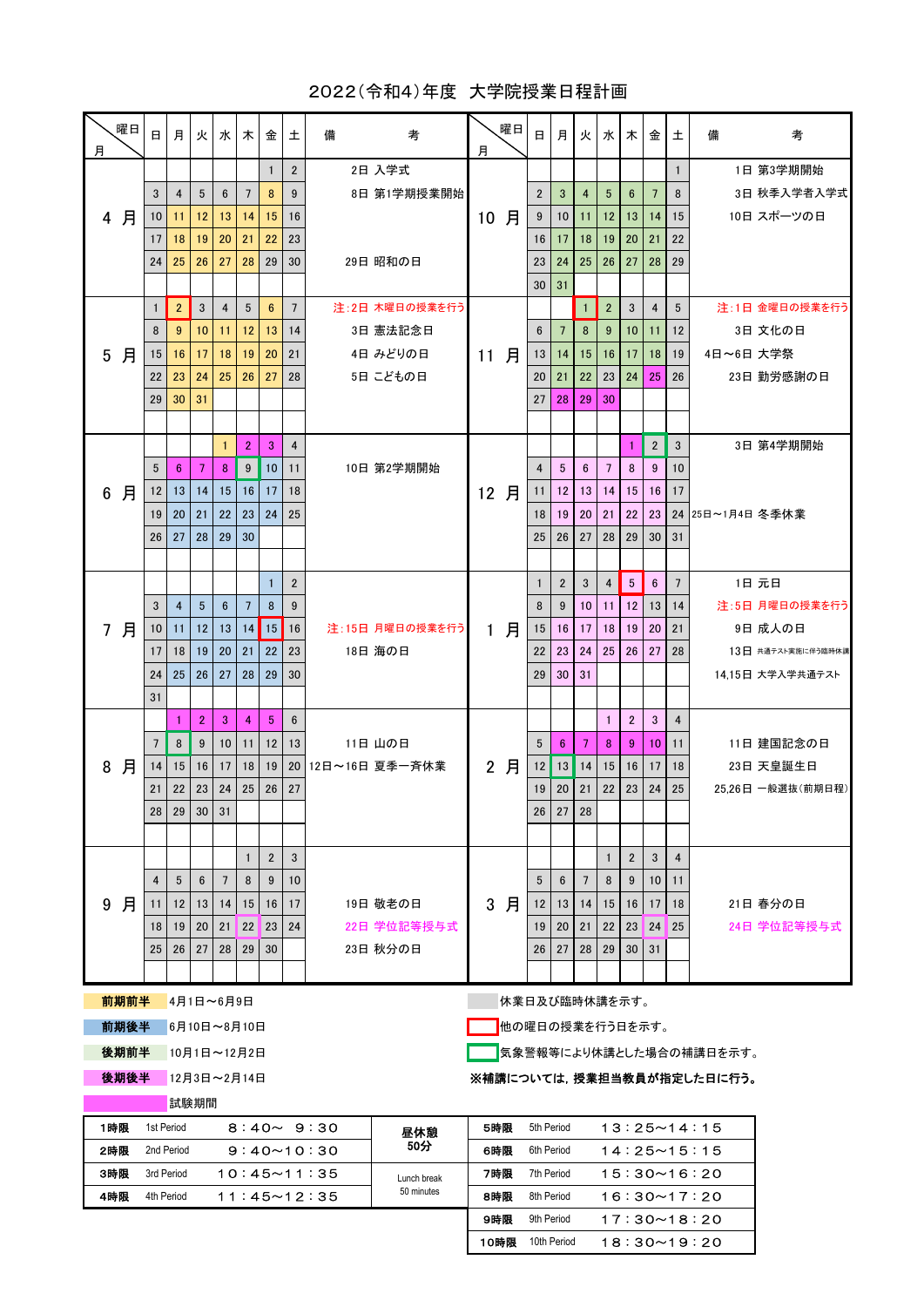# 2022（令和4）年度　大学院授業日程計画

| 月 | 日 | 月 | 火 | 水 | 木 | 金 | 土 | 備考 |
|---|---|---|---|---|---|---|---|---|
| 4月 | | | | | | 1 | 2 | 2日 入学式 |
| | 3 | 4 | 5 | 6 | 7 | 8 | 9 | 8日 第1学期授業開始 |
| | 10 | 11 | 12 | 13 | 14 | 15 | 16 | |
| | 17 | 18 | 19 | 20 | 21 | 22 | 23 | |
| | 24 | 25 | 26 | 27 | 28 | 29 | 30 | 29日 昭和の日 |
| 5月 | 1 | 2 | 3 | 4 | 5 | 6 | 7 | 注:2日 木曜日の授業を行う |
| | 8 | 9 | 10 | 11 | 12 | 13 | 14 | 3日 憲法記念日 |
| | 15 | 16 | 17 | 18 | 19 | 20 | 21 | 4日 みどりの日 |
| | 22 | 23 | 24 | 25 | 26 | 27 | 28 | 5日 こどもの日 |
| | 29 | 30 | 31 | | | | | |
| 6月 | | | | 1 | 2 | 3 | 4 | |
| | 5 | 6 | 7 | 8 | 9 | 10 | 11 | 10日 第2学期開始 |
| | 12 | 13 | 14 | 15 | 16 | 17 | 18 | |
| | 19 | 20 | 21 | 22 | 23 | 24 | 25 | |
| | 26 | 27 | 28 | 29 | 30 | | | |
| 7月 | | | | | | 1 | 2 | |
| | 3 | 4 | 5 | 6 | 7 | 8 | 9 | |
| | 10 | 11 | 12 | 13 | 14 | 15 | 16 | 注:15日 月曜日の授業を行う |
| | 17 | 18 | 19 | 20 | 21 | 22 | 23 | 18日 海の日 |
| | 24 | 25 | 26 | 27 | 28 | 29 | 30 | |
| | 31 | | | | | | | |
| 8月 | | 1 | 2 | 3 | 4 | 5 | 6 | |
| | 7 | 8 | 9 | 10 | 11 | 12 | 13 | 11日 山の日 |
| | 14 | 15 | 16 | 17 | 18 | 19 | 20 | 12日～16日 夏季一斉休業 |
| | 21 | 22 | 23 | 24 | 25 | 26 | 27 | |
| | 28 | 29 | 30 | 31 | | | | |
| 9月 | | | | | 1 | 2 | 3 | |
| | 4 | 5 | 6 | 7 | 8 | 9 | 10 | |
| | 11 | 12 | 13 | 14 | 15 | 16 | 17 | 19日 敬老の日 |
| | 18 | 19 | 20 | 21 | 22 | 23 | 24 | 22日 学位記等授与式 |
| | 25 | 26 | 27 | 28 | 29 | 30 | | 23日 秋分の日 |
| 10月 | | | | | | | 1 | 1日 第3学期開始 |
| | 2 | 3 | 4 | 5 | 6 | 7 | 8 | 3日 秋季入学者入学式 |
| | 9 | 10 | 11 | 12 | 13 | 14 | 15 | 10日 スポーツの日 |
| | 16 | 17 | 18 | 19 | 20 | 21 | 22 | |
| | 23 | 24 | 25 | 26 | 27 | 28 | 29 | |
| | 30 | 31 | | | | | | |
| 11月 | | | 1 | 2 | 3 | 4 | 5 | 注:1日 金曜日の授業を行う |
| | 6 | 7 | 8 | 9 | 10 | 11 | 12 | 3日 文化の日 |
| | 13 | 14 | 15 | 16 | 17 | 18 | 19 | 4日～6日 大学祭 |
| | 20 | 21 | 22 | 23 | 24 | 25 | 26 | 23日 勤労感謝の日 |
| | 27 | 28 | 29 | 30 | | | | |
| 12月 | | | | | 1 | 2 | 3 | 3日 第4学期開始 |
| | 4 | 5 | 6 | 7 | 8 | 9 | 10 | |
| | 11 | 12 | 13 | 14 | 15 | 16 | 17 | |
| | 18 | 19 | 20 | 21 | 22 | 23 | 24 | 25日～1月4日 冬季休業 |
| | 25 | 26 | 27 | 28 | 29 | 30 | 31 | |
| 1月 | 1 | 2 | 3 | 4 | 5 | 6 | 7 | 1日 元日 |
| | 8 | 9 | 10 | 11 | 12 | 13 | 14 | 注:5日 月曜日の授業を行う |
| | 15 | 16 | 17 | 18 | 19 | 20 | 21 | 9日 成人の日 |
| | 22 | 23 | 24 | 25 | 26 | 27 | 28 | 13日 共通テスト実施に伴う臨時休講 |
| | 29 | 30 | 31 | | | | | 14,15日 大学入学共通テスト |
| 2月 | | | | 1 | 2 | 3 | 4 | |
| | 5 | 6 | 7 | 8 | 9 | 10 | 11 | 11日 建国記念の日 |
| | 12 | 13 | 14 | 15 | 16 | 17 | 18 | 23日 天皇誕生日 |
| | 19 | 20 | 21 | 22 | 23 | 24 | 25 | 25,26日 一般選抜（前期日程） |
| | 26 | 27 | 28 | | | | | |
| 3月 | | | | 1 | 2 | 3 | 4 | |
| | 5 | 6 | 7 | 8 | 9 | 10 | 11 | |
| | 12 | 13 | 14 | 15 | 16 | 17 | 18 | 21日 春分の日 |
| | 19 | 20 | 21 | 22 | 23 | 24 | 25 | 24日 学位記等授与式 |
| | 26 | 27 | 28 | 29 | 30 | 31 | | |

**前期前半**　4月1日～6月9日

**前期後半**　6月10日～8月10日

**後期前半**　10月1日～12月2日

**後期後半**　12月3日～2月14日

試験期間

休業日及び臨時休講を示す。

他の曜日の授業を行う日を示す。

気象警報等により休講とした場合の補講日を示す。

**※補講については，授業担当教員が指定した日に行う。**

| 時限 | Period | 時間 |
|---|---|---|
| 1時限 | 1st Period | 8：40～ 9：30 |
| 2時限 | 2nd Period | 9：40～10：30 |
| 3時限 | 3rd Period | 10：45～11：35 |
| 4時限 | 4th Period | 11：45～12：35 |
| 昼休憩 50分 | Lunch break 50 minutes | |
| 5時限 | 5th Period | 13：25～14：15 |
| 6時限 | 6th Period | 14：25～15：15 |
| 7時限 | 7th Period | 15：30～16：20 |
| 8時限 | 8th Period | 16：30～17：20 |
| 9時限 | 9th Period | 17：30～18：20 |
| 10時限 | 10th Period | 18：30～19：20 |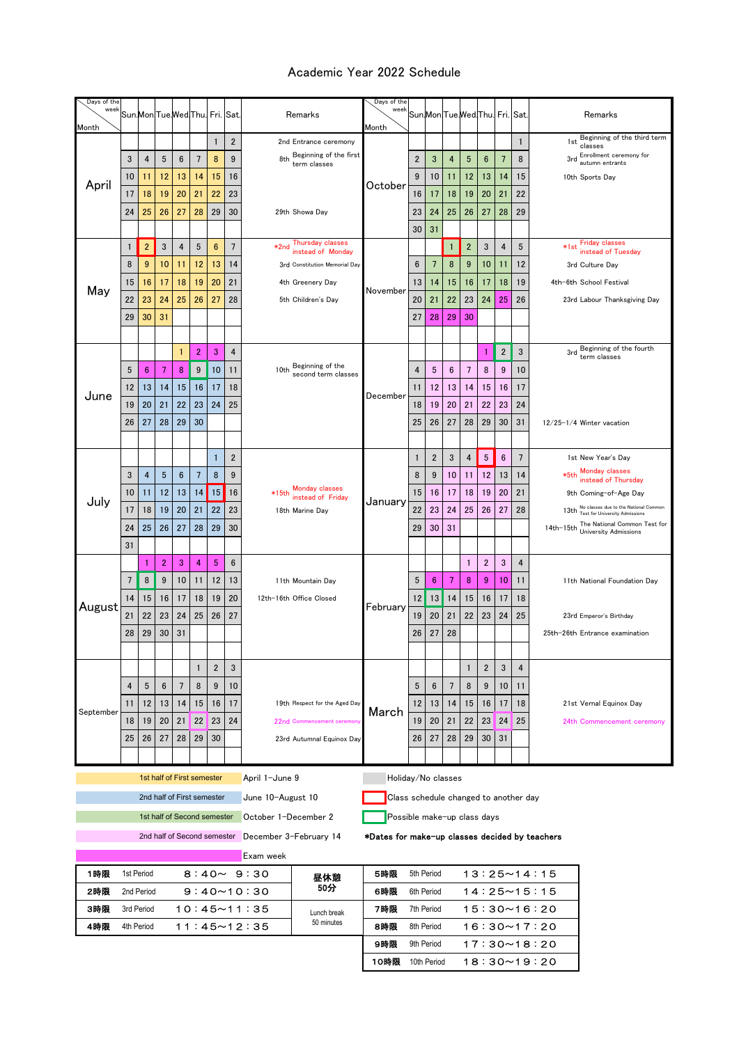# Academic Year 2022 Schedule

| Month | Sun. | Mon. | Tue. | Wed. | Thu. | Fri. | Sat. | Remarks |
|---|---|---|---|---|---|---|---|---|
| April | | | | | | 1 | 2 | 2nd Entrance ceremony |
| | 3 | 4 | 5 | 6 | 7 | 8 | 9 | 8th Beginning of the first term classes |
| | 10 | 11 | 12 | 13 | 14 | 15 | 16 | |
| | 17 | 18 | 19 | 20 | 21 | 22 | 23 | |
| | 24 | 25 | 26 | 27 | 28 | 29 | 30 | 29th Showa Day |
| May | 1 | 2 | 3 | 4 | 5 | 6 | 7 | *2nd Thursday classes instead of Monday |
| | 8 | 9 | 10 | 11 | 12 | 13 | 14 | 3rd Constitution Memorial Day |
| | 15 | 16 | 17 | 18 | 19 | 20 | 21 | 4th Greenery Day |
| | 22 | 23 | 24 | 25 | 26 | 27 | 28 | 5th Children's Day |
| | 29 | 30 | 31 | | | | | |
| June | | | | 1 | 2 | 3 | 4 | |
| | 5 | 6 | 7 | 8 | 9 | 10 | 11 | 10th Beginning of the second term classes |
| | 12 | 13 | 14 | 15 | 16 | 17 | 18 | |
| | 19 | 20 | 21 | 22 | 23 | 24 | 25 | |
| | 26 | 27 | 28 | 29 | 30 | | | |
| July | | | | | | 1 | 2 | |
| | 3 | 4 | 5 | 6 | 7 | 8 | 9 | |
| | 10 | 11 | 12 | 13 | 14 | 15 | 16 | *15th Monday classes instead of Friday |
| | 17 | 18 | 19 | 20 | 21 | 22 | 23 | 18th Marine Day |
| | 24 | 25 | 26 | 27 | 28 | 29 | 30 | |
| | 31 | | | | | | | |
| August | | 1 | 2 | 3 | 4 | 5 | 6 | |
| | 7 | 8 | 9 | 10 | 11 | 12 | 13 | 11th Mountain Day |
| | 14 | 15 | 16 | 17 | 18 | 19 | 20 | 12th–16th Office Closed |
| | 21 | 22 | 23 | 24 | 25 | 26 | 27 | |
| | 28 | 29 | 30 | 31 | | | | |
| September | | | | | 1 | 2 | 3 | |
| | 4 | 5 | 6 | 7 | 8 | 9 | 10 | |
| | 11 | 12 | 13 | 14 | 15 | 16 | 17 | 19th Respect for the Aged Day |
| | 18 | 19 | 20 | 21 | 22 | 23 | 24 | 22nd Commencement ceremony |
| | 25 | 26 | 27 | 28 | 29 | 30 | | 23rd Autumnal Equinox Day |

| Month | Sun. | Mon. | Tue. | Wed. | Thu. | Fri. | Sat. | Remarks |
|---|---|---|---|---|---|---|---|---|
| October | | | | | | | 1 | 1st Beginning of the third term classes |
| | 2 | 3 | 4 | 5 | 6 | 7 | 8 | 3rd Enrollment ceremony for autumn entrants |
| | 9 | 10 | 11 | 12 | 13 | 14 | 15 | 10th Sports Day |
| | 16 | 17 | 18 | 19 | 20 | 21 | 22 | |
| | 23 | 24 | 25 | 26 | 27 | 28 | 29 | |
| | 30 | 31 | | | | | | |
| November | | | 1 | 2 | 3 | 4 | 5 | *1st Friday classes instead of Tuesday |
| | 6 | 7 | 8 | 9 | 10 | 11 | 12 | 3rd Culture Day |
| | 13 | 14 | 15 | 16 | 17 | 18 | 19 | 4th–6th School Festival |
| | 20 | 21 | 22 | 23 | 24 | 25 | 26 | 23rd Labour Thanksgiving Day |
| | 27 | 28 | 29 | 30 | | | | |
| December | | | | | 1 | 2 | 3 | 3rd Beginning of the fourth term classes |
| | 4 | 5 | 6 | 7 | 8 | 9 | 10 | |
| | 11 | 12 | 13 | 14 | 15 | 16 | 17 | |
| | 18 | 19 | 20 | 21 | 22 | 23 | 24 | |
| | 25 | 26 | 27 | 28 | 29 | 30 | 31 | 12/25–1/4 Winter vacation |
| January | 1 | 2 | 3 | 4 | 5 | 6 | 7 | 1st New Year's Day |
| | 8 | 9 | 10 | 11 | 12 | 13 | 14 | *5th Monday classes instead of Thursday |
| | 15 | 16 | 17 | 18 | 19 | 20 | 21 | 9th Coming-of-Age Day |
| | 22 | 23 | 24 | 25 | 26 | 27 | 28 | 13th No classes due to the National Common Test for University Admissions |
| | 29 | 30 | 31 | | | | | 14th–15th The National Common Test for University Admissions |
| February | | | | 1 | 2 | 3 | 4 | |
| | 5 | 6 | 7 | 8 | 9 | 10 | 11 | 11th National Foundation Day |
| | 12 | 13 | 14 | 15 | 16 | 17 | 18 | |
| | 19 | 20 | 21 | 22 | 23 | 24 | 25 | 23rd Emperor's Birthday |
| | 26 | 27 | 28 | | | | | 25th–26th Entrance examination |
| March | | | | 1 | 2 | 3 | 4 | |
| | 5 | 6 | 7 | 8 | 9 | 10 | 11 | |
| | 12 | 13 | 14 | 15 | 16 | 17 | 18 | 21st Vernal Equinox Day |
| | 19 | 20 | 21 | 22 | 23 | 24 | 25 | 24th Commencement ceremony |
| | 26 | 27 | 28 | 29 | 30 | 31 | | |

| Legend | |
|---|---|
| 1st half of First semester | April 1–June 9 |
| 2nd half of First semester | June 10–August 10 |
| 1st half of Second semester | October 1–December 2 |
| 2nd half of Second semester | December 3–February 14 |
| Exam week | |

- Holiday/No classes
- Class schedule changed to another day
- Possible make-up class days

**\*Dates for make-up classes decided by teachers**

| | | |
|---|---|---|
| 1時限 | 1st Period | 8：40～ 9：30 |
| 2時限 | 2nd Period | 9：40～10：30 |
| 昼休憩 50分 | Lunch break 50 minutes | |
| 3時限 | 3rd Period | 10：45～11：35 |
| 4時限 | 4th Period | 11：45～12：35 |
| 5時限 | 5th Period | 13：25～14：15 |
| 6時限 | 6th Period | 14：25～15：15 |
| 7時限 | 7th Period | 15：30～16：20 |
| 8時限 | 8th Period | 16：30～17：20 |
| 9時限 | 9th Period | 17：30～18：20 |
| 10時限 | 10th Period | 18：30～19：20 |